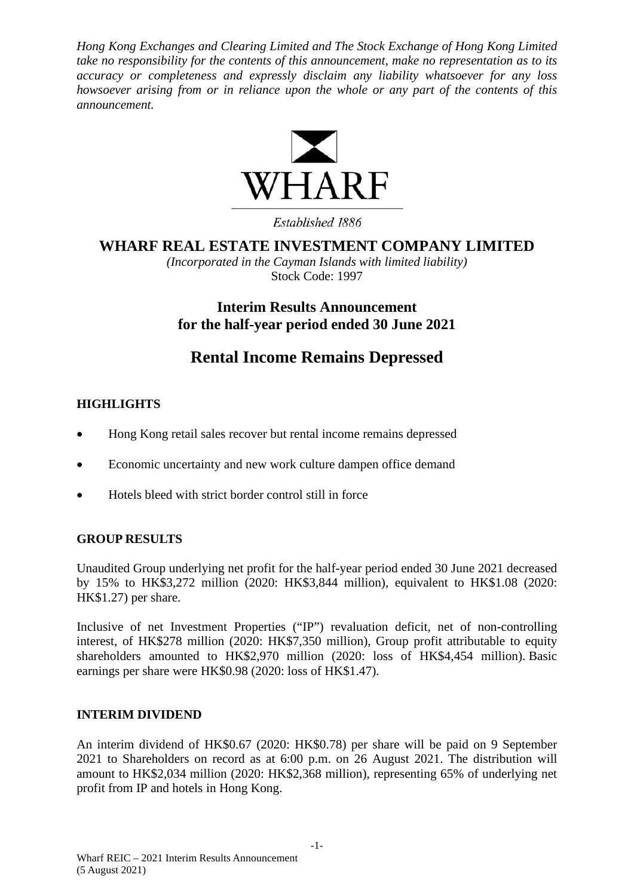*Hong Kong Exchanges and Clearing Limited and The Stock Exchange of Hong Kong Limited take no responsibility for the contents of this announcement, make no representation as to its accuracy or completeness and expressly disclaim any liability whatsoever for any loss howsoever arising from or in reliance upon the whole or any part of the contents of this announcement.*

WHARF

*Established 1886*

# WHARF REAL ESTATE INVESTMENT COMPANY LIMITED

*(Incorporated in the Cayman Islands with limited liability)*

Stock Code: 1997

## Interim Results Announcement for the half-year period ended 30 June 2021

# Rental Income Remains Depressed

### HIGHLIGHTS

- Hong Kong retail sales recover but rental income remains depressed
- Economic uncertainty and new work culture dampen office demand
- Hotels bleed with strict border control still in force

### GROUP RESULTS

Unaudited Group underlying net profit for the half-year period ended 30 June 2021 decreased by 15% to HK$3,272 million (2020: HK$3,844 million), equivalent to HK$1.08 (2020: HK$1.27) per share.

Inclusive of net Investment Properties ("IP") revaluation deficit, net of non-controlling interest, of HK$278 million (2020: HK$7,350 million), Group profit attributable to equity shareholders amounted to HK$2,970 million (2020: loss of HK$4,454 million). Basic earnings per share were HK$0.98 (2020: loss of HK$1.47).

### INTERIM DIVIDEND

An interim dividend of HK$0.67 (2020: HK$0.78) per share will be paid on 9 September 2021 to Shareholders on record as at 6:00 p.m. on 26 August 2021. The distribution will amount to HK$2,034 million (2020: HK$2,368 million), representing 65% of underlying net profit from IP and hotels in Hong Kong.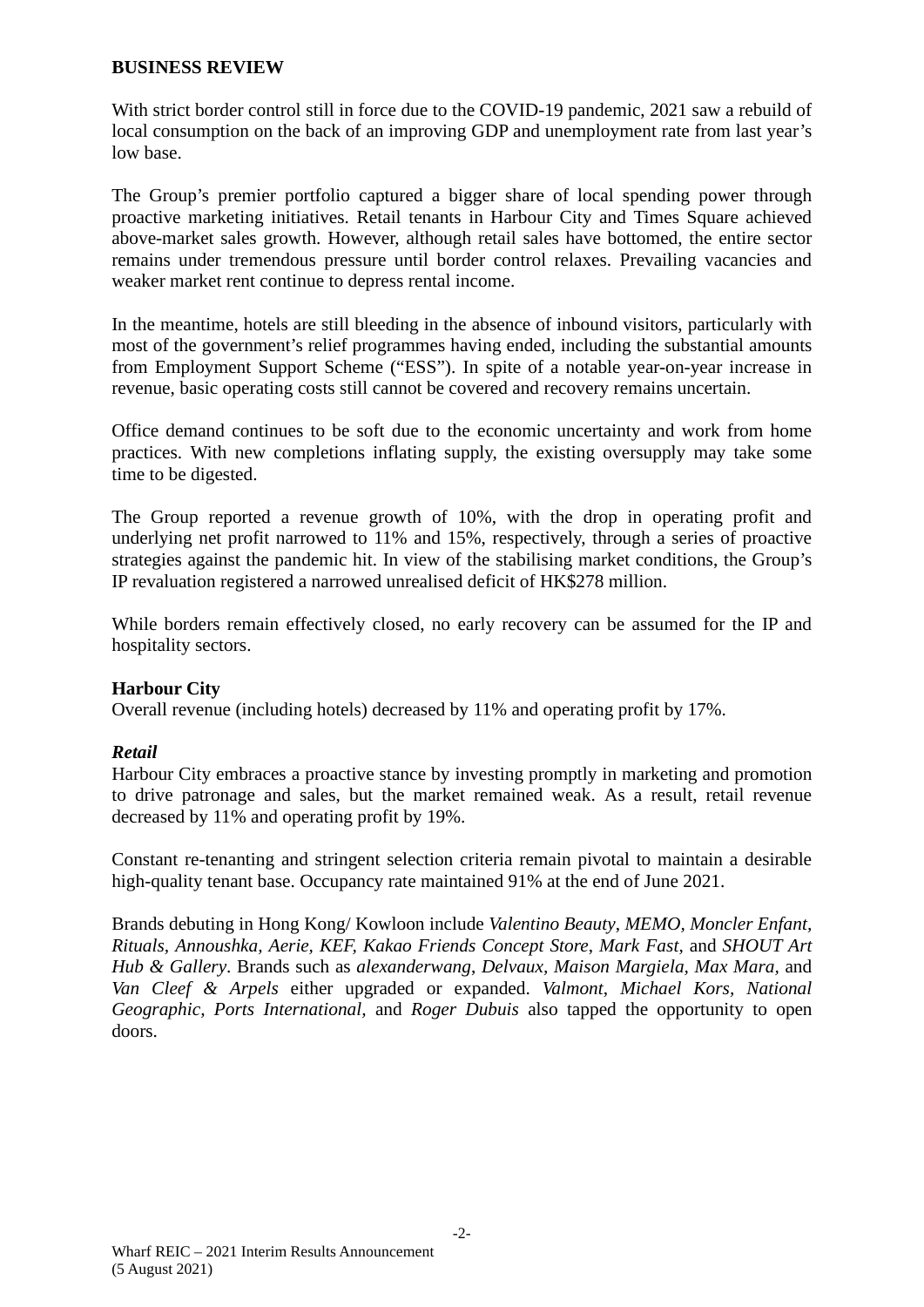## BUSINESS REVIEW

With strict border control still in force due to the COVID-19 pandemic, 2021 saw a rebuild of local consumption on the back of an improving GDP and unemployment rate from last year's low base.

The Group's premier portfolio captured a bigger share of local spending power through proactive marketing initiatives. Retail tenants in Harbour City and Times Square achieved above-market sales growth. However, although retail sales have bottomed, the entire sector remains under tremendous pressure until border control relaxes. Prevailing vacancies and weaker market rent continue to depress rental income.

In the meantime, hotels are still bleeding in the absence of inbound visitors, particularly with most of the government's relief programmes having ended, including the substantial amounts from Employment Support Scheme ("ESS"). In spite of a notable year-on-year increase in revenue, basic operating costs still cannot be covered and recovery remains uncertain.

Office demand continues to be soft due to the economic uncertainty and work from home practices. With new completions inflating supply, the existing oversupply may take some time to be digested.

The Group reported a revenue growth of 10%, with the drop in operating profit and underlying net profit narrowed to 11% and 15%, respectively, through a series of proactive strategies against the pandemic hit. In view of the stabilising market conditions, the Group's IP revaluation registered a narrowed unrealised deficit of HK$278 million.

While borders remain effectively closed, no early recovery can be assumed for the IP and hospitality sectors.

### Harbour City

Overall revenue (including hotels) decreased by 11% and operating profit by 17%.

#### *Retail*

Harbour City embraces a proactive stance by investing promptly in marketing and promotion to drive patronage and sales, but the market remained weak. As a result, retail revenue decreased by 11% and operating profit by 19%.

Constant re-tenanting and stringent selection criteria remain pivotal to maintain a desirable high-quality tenant base. Occupancy rate maintained 91% at the end of June 2021.

Brands debuting in Hong Kong/ Kowloon include *Valentino Beauty*, *MEMO*, *Moncler Enfant*, *Rituals*, *Annoushka*, *Aerie*, *KEF*, *Kakao Friends Concept Store*, *Mark Fast*, and *SHOUT Art Hub & Gallery*. Brands such as *alexanderwang*, *Delvaux*, *Maison Margiela*, *Max Mara*, and *Van Cleef & Arpels* either upgraded or expanded. *Valmont*, *Michael Kors*, *National Geographic*, *Ports International*, and *Roger Dubuis* also tapped the opportunity to open doors.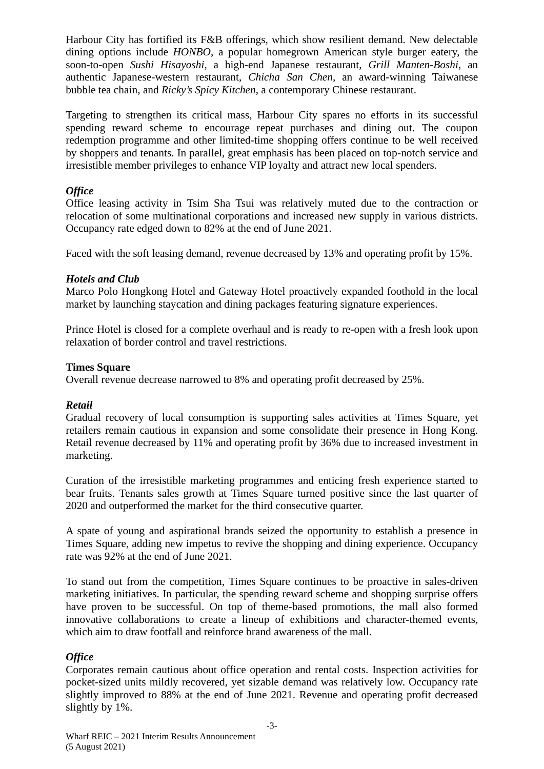Harbour City has fortified its F&B offerings, which show resilient demand. New delectable dining options include *HONBO*, a popular homegrown American style burger eatery, the soon-to-open *Sushi Hisayoshi*, a high-end Japanese restaurant, *Grill Manten-Boshi*, an authentic Japanese-western restaurant, *Chicha San Chen*, an award-winning Taiwanese bubble tea chain, and *Ricky's Spicy Kitchen*, a contemporary Chinese restaurant.

Targeting to strengthen its critical mass, Harbour City spares no efforts in its successful spending reward scheme to encourage repeat purchases and dining out. The coupon redemption programme and other limited-time shopping offers continue to be well received by shoppers and tenants. In parallel, great emphasis has been placed on top-notch service and irresistible member privileges to enhance VIP loyalty and attract new local spenders.

***Office***

Office leasing activity in Tsim Sha Tsui was relatively muted due to the contraction or relocation of some multinational corporations and increased new supply in various districts. Occupancy rate edged down to 82% at the end of June 2021.

Faced with the soft leasing demand, revenue decreased by 13% and operating profit by 15%.

***Hotels and Club***

Marco Polo Hongkong Hotel and Gateway Hotel proactively expanded foothold in the local market by launching staycation and dining packages featuring signature experiences.

Prince Hotel is closed for a complete overhaul and is ready to re-open with a fresh look upon relaxation of border control and travel restrictions.

**Times Square**

Overall revenue decrease narrowed to 8% and operating profit decreased by 25%.

***Retail***

Gradual recovery of local consumption is supporting sales activities at Times Square, yet retailers remain cautious in expansion and some consolidate their presence in Hong Kong. Retail revenue decreased by 11% and operating profit by 36% due to increased investment in marketing.

Curation of the irresistible marketing programmes and enticing fresh experience started to bear fruits. Tenants sales growth at Times Square turned positive since the last quarter of 2020 and outperformed the market for the third consecutive quarter.

A spate of young and aspirational brands seized the opportunity to establish a presence in Times Square, adding new impetus to revive the shopping and dining experience. Occupancy rate was 92% at the end of June 2021.

To stand out from the competition, Times Square continues to be proactive in sales-driven marketing initiatives. In particular, the spending reward scheme and shopping surprise offers have proven to be successful. On top of theme-based promotions, the mall also formed innovative collaborations to create a lineup of exhibitions and character-themed events, which aim to draw footfall and reinforce brand awareness of the mall.

***Office***

Corporates remain cautious about office operation and rental costs. Inspection activities for pocket-sized units mildly recovered, yet sizable demand was relatively low. Occupancy rate slightly improved to 88% at the end of June 2021. Revenue and operating profit decreased slightly by 1%.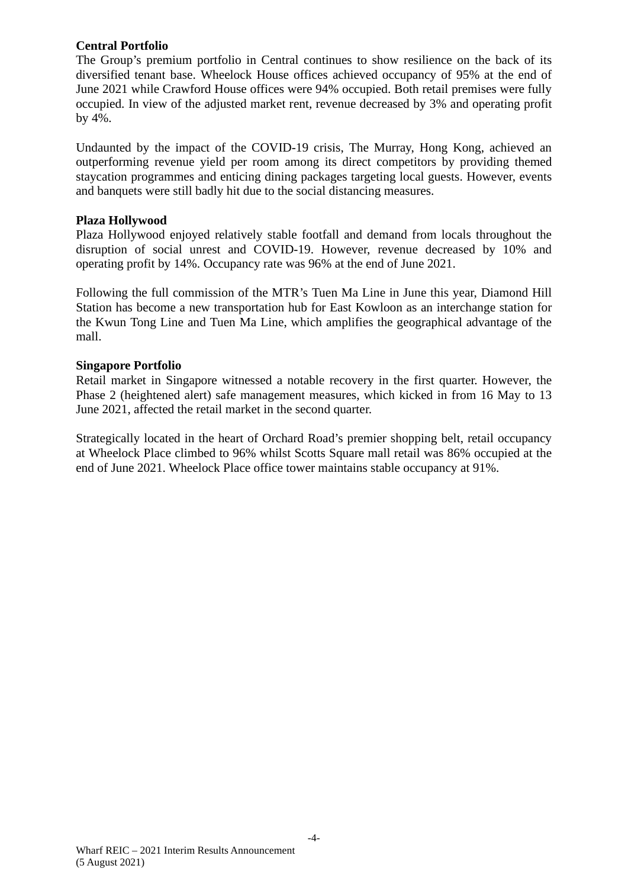**Central Portfolio**

The Group's premium portfolio in Central continues to show resilience on the back of its diversified tenant base. Wheelock House offices achieved occupancy of 95% at the end of June 2021 while Crawford House offices were 94% occupied. Both retail premises were fully occupied. In view of the adjusted market rent, revenue decreased by 3% and operating profit by 4%.

Undaunted by the impact of the COVID-19 crisis, The Murray, Hong Kong, achieved an outperforming revenue yield per room among its direct competitors by providing themed staycation programmes and enticing dining packages targeting local guests. However, events and banquets were still badly hit due to the social distancing measures.

**Plaza Hollywood**

Plaza Hollywood enjoyed relatively stable footfall and demand from locals throughout the disruption of social unrest and COVID-19. However, revenue decreased by 10% and operating profit by 14%. Occupancy rate was 96% at the end of June 2021.

Following the full commission of the MTR's Tuen Ma Line in June this year, Diamond Hill Station has become a new transportation hub for East Kowloon as an interchange station for the Kwun Tong Line and Tuen Ma Line, which amplifies the geographical advantage of the mall.

**Singapore Portfolio**

Retail market in Singapore witnessed a notable recovery in the first quarter. However, the Phase 2 (heightened alert) safe management measures, which kicked in from 16 May to 13 June 2021, affected the retail market in the second quarter.

Strategically located in the heart of Orchard Road's premier shopping belt, retail occupancy at Wheelock Place climbed to 96% whilst Scotts Square mall retail was 86% occupied at the end of June 2021. Wheelock Place office tower maintains stable occupancy at 91%.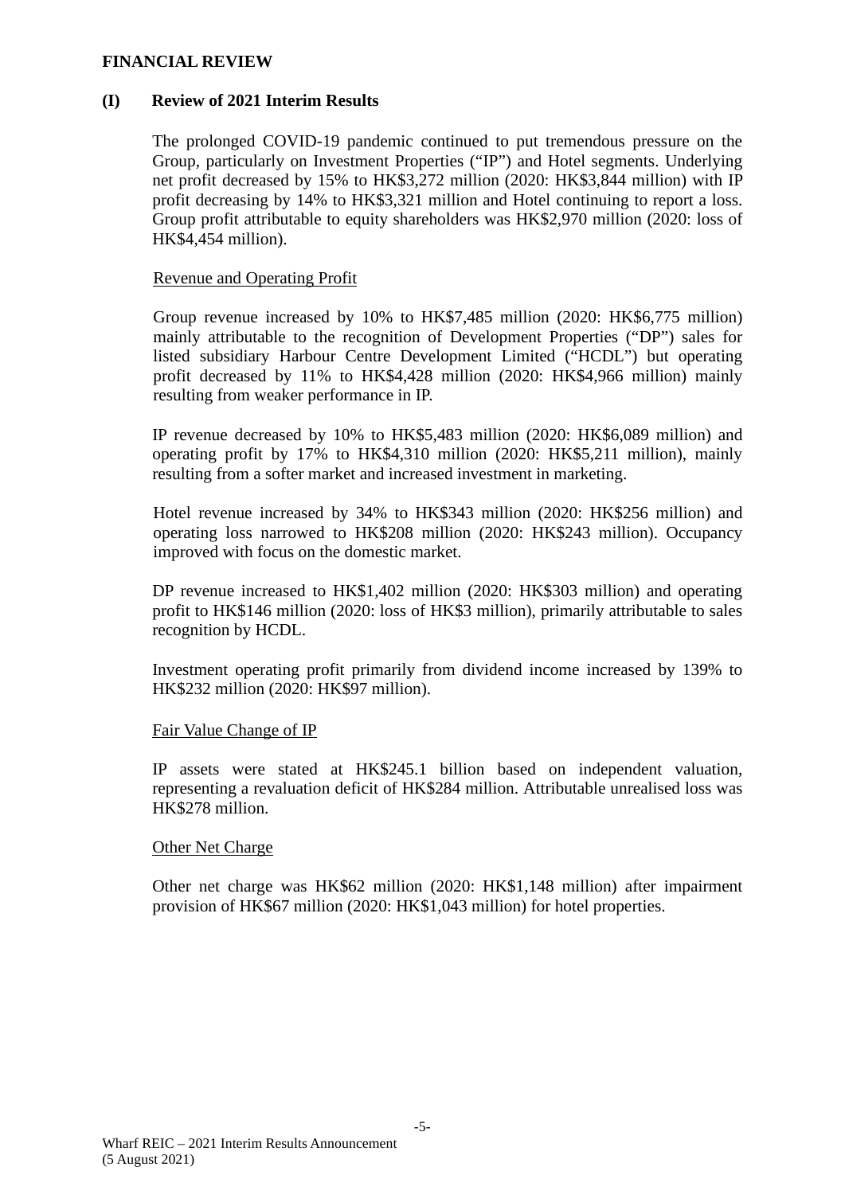## FINANCIAL REVIEW

### (I) Review of 2021 Interim Results

The prolonged COVID-19 pandemic continued to put tremendous pressure on the Group, particularly on Investment Properties ("IP") and Hotel segments. Underlying net profit decreased by 15% to HK$3,272 million (2020: HK$3,844 million) with IP profit decreasing by 14% to HK$3,321 million and Hotel continuing to report a loss. Group profit attributable to equity shareholders was HK$2,970 million (2020: loss of HK$4,454 million).

<u>Revenue and Operating Profit</u>

Group revenue increased by 10% to HK$7,485 million (2020: HK$6,775 million) mainly attributable to the recognition of Development Properties ("DP") sales for listed subsidiary Harbour Centre Development Limited ("HCDL") but operating profit decreased by 11% to HK$4,428 million (2020: HK$4,966 million) mainly resulting from weaker performance in IP.

IP revenue decreased by 10% to HK$5,483 million (2020: HK$6,089 million) and operating profit by 17% to HK$4,310 million (2020: HK$5,211 million), mainly resulting from a softer market and increased investment in marketing.

Hotel revenue increased by 34% to HK$343 million (2020: HK$256 million) and operating loss narrowed to HK$208 million (2020: HK$243 million). Occupancy improved with focus on the domestic market.

DP revenue increased to HK$1,402 million (2020: HK$303 million) and operating profit to HK$146 million (2020: loss of HK$3 million), primarily attributable to sales recognition by HCDL.

Investment operating profit primarily from dividend income increased by 139% to HK$232 million (2020: HK$97 million).

<u>Fair Value Change of IP</u>

IP assets were stated at HK$245.1 billion based on independent valuation, representing a revaluation deficit of HK$284 million. Attributable unrealised loss was HK$278 million.

<u>Other Net Charge</u>

Other net charge was HK$62 million (2020: HK$1,148 million) after impairment provision of HK$67 million (2020: HK$1,043 million) for hotel properties.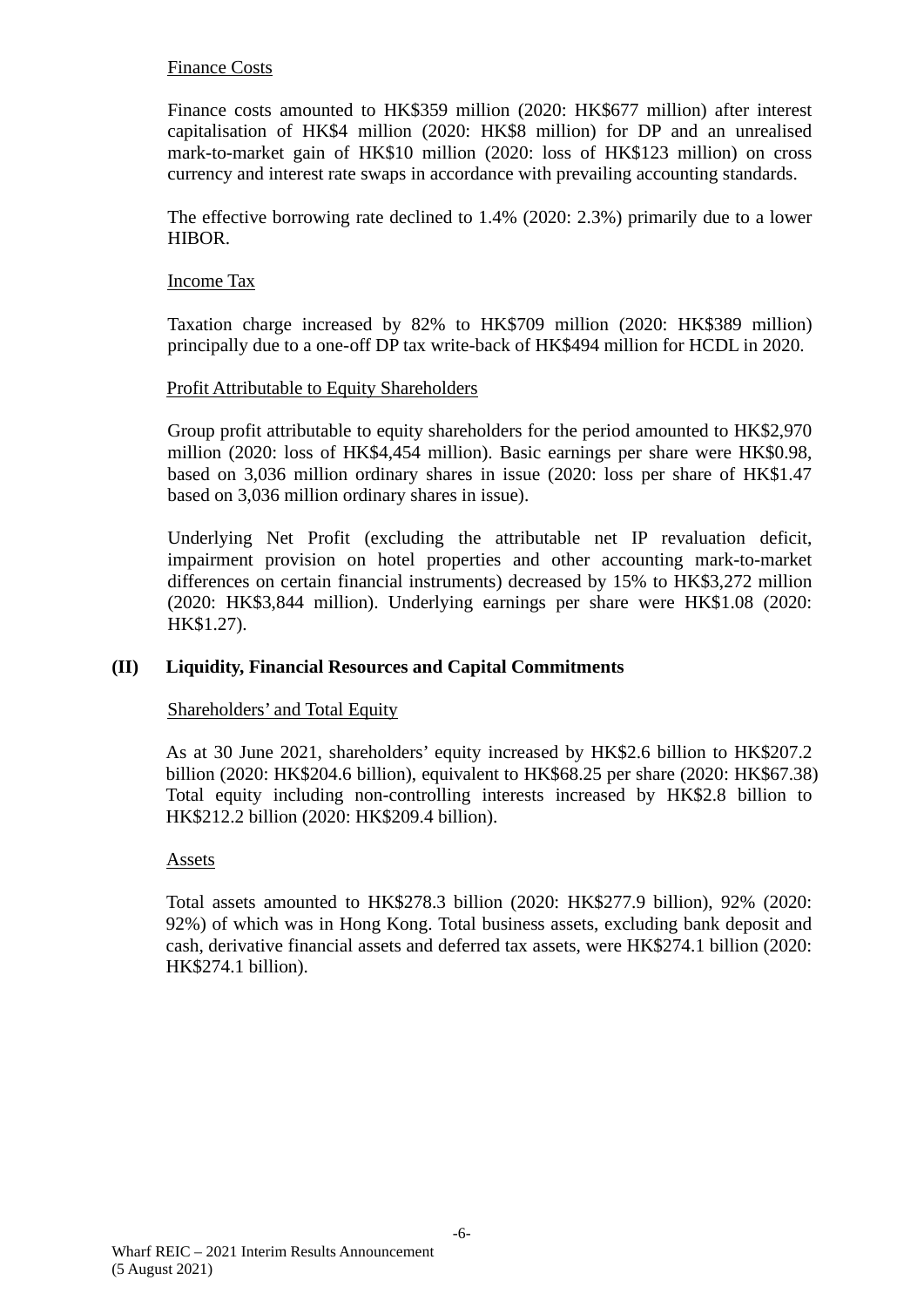Finance Costs

Finance costs amounted to HK$359 million (2020: HK$677 million) after interest capitalisation of HK$4 million (2020: HK$8 million) for DP and an unrealised mark-to-market gain of HK$10 million (2020: loss of HK$123 million) on cross currency and interest rate swaps in accordance with prevailing accounting standards.

The effective borrowing rate declined to 1.4% (2020: 2.3%) primarily due to a lower HIBOR.

Income Tax

Taxation charge increased by 82% to HK$709 million (2020: HK$389 million) principally due to a one-off DP tax write-back of HK$494 million for HCDL in 2020.

Profit Attributable to Equity Shareholders

Group profit attributable to equity shareholders for the period amounted to HK$2,970 million (2020: loss of HK$4,454 million). Basic earnings per share were HK$0.98, based on 3,036 million ordinary shares in issue (2020: loss per share of HK$1.47 based on 3,036 million ordinary shares in issue).

Underlying Net Profit (excluding the attributable net IP revaluation deficit, impairment provision on hotel properties and other accounting mark-to-market differences on certain financial instruments) decreased by 15% to HK$3,272 million (2020: HK$3,844 million). Underlying earnings per share were HK$1.08 (2020: HK$1.27).

## (II) Liquidity, Financial Resources and Capital Commitments

Shareholders' and Total Equity

As at 30 June 2021, shareholders' equity increased by HK$2.6 billion to HK$207.2 billion (2020: HK$204.6 billion), equivalent to HK$68.25 per share (2020: HK$67.38) Total equity including non-controlling interests increased by HK$2.8 billion to HK$212.2 billion (2020: HK$209.4 billion).

Assets

Total assets amounted to HK$278.3 billion (2020: HK$277.9 billion), 92% (2020: 92%) of which was in Hong Kong. Total business assets, excluding bank deposit and cash, derivative financial assets and deferred tax assets, were HK$274.1 billion (2020: HK$274.1 billion).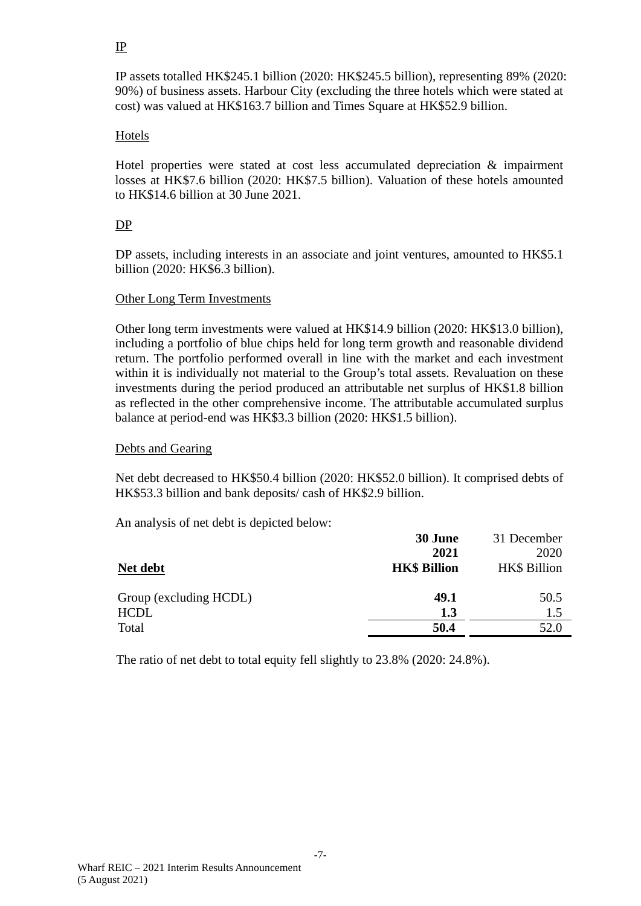IP

IP assets totalled HK$245.1 billion (2020: HK$245.5 billion), representing 89% (2020: 90%) of business assets. Harbour City (excluding the three hotels which were stated at cost) was valued at HK$163.7 billion and Times Square at HK$52.9 billion.

Hotels

Hotel properties were stated at cost less accumulated depreciation & impairment losses at HK$7.6 billion (2020: HK$7.5 billion). Valuation of these hotels amounted to HK$14.6 billion at 30 June 2021.

DP

DP assets, including interests in an associate and joint ventures, amounted to HK$5.1 billion (2020: HK$6.3 billion).

Other Long Term Investments

Other long term investments were valued at HK$14.9 billion (2020: HK$13.0 billion), including a portfolio of blue chips held for long term growth and reasonable dividend return. The portfolio performed overall in line with the market and each investment within it is individually not material to the Group's total assets. Revaluation on these investments during the period produced an attributable net surplus of HK$1.8 billion as reflected in the other comprehensive income. The attributable accumulated surplus balance at period-end was HK$3.3 billion (2020: HK$1.5 billion).

Debts and Gearing

Net debt decreased to HK$50.4 billion (2020: HK$52.0 billion). It comprised debts of HK$53.3 billion and bank deposits/ cash of HK$2.9 billion.

An analysis of net debt is depicted below:

| **Net debt** | **30 June 2021 HK$ Billion** | 31 December 2020 HK$ Billion |
|---|---|---|
| Group (excluding HCDL) | **49.1** | 50.5 |
| HCDL | **1.3** | 1.5 |
| Total | **50.4** | 52.0 |

The ratio of net debt to total equity fell slightly to 23.8% (2020: 24.8%).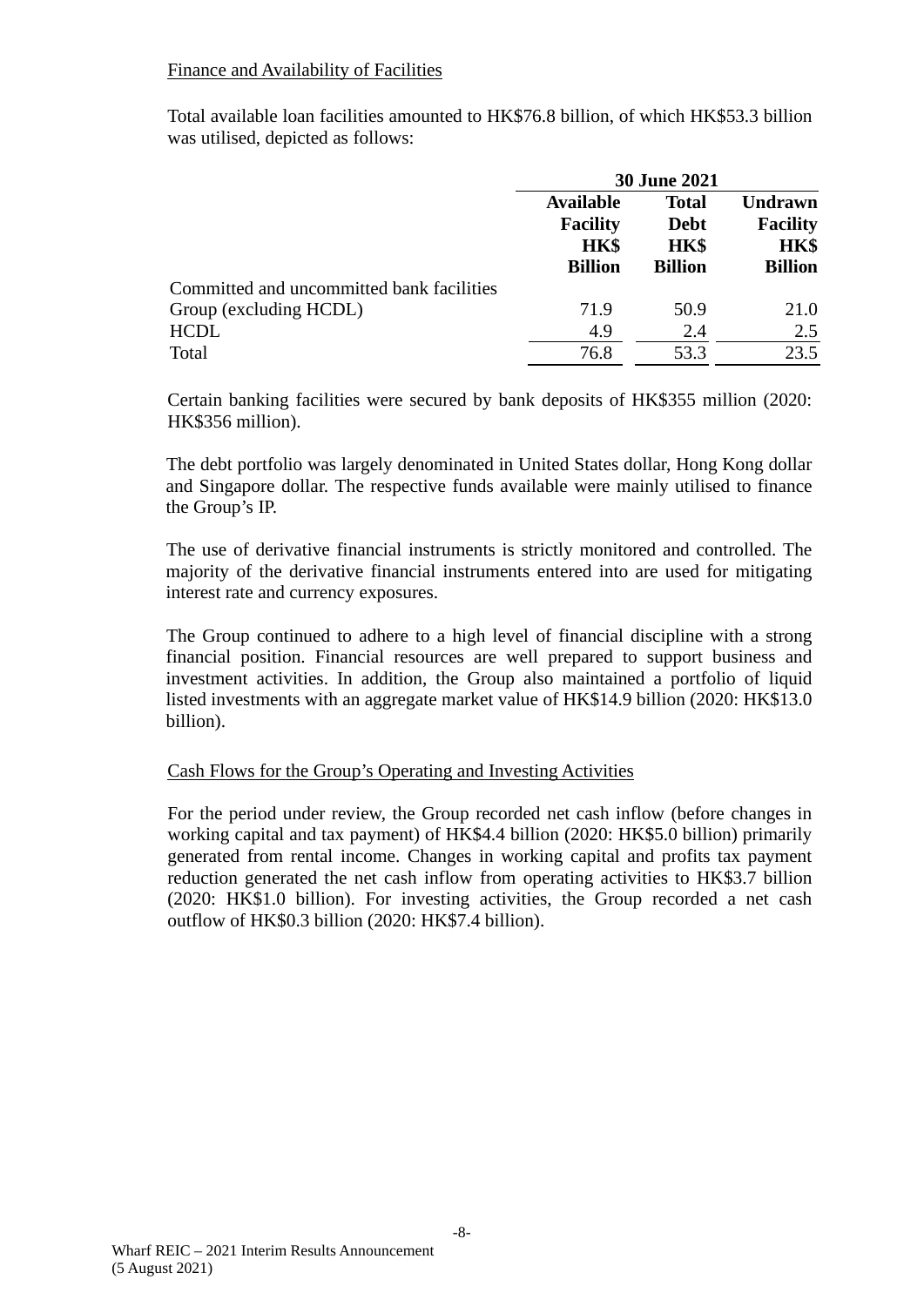Finance and Availability of Facilities

Total available loan facilities amounted to HK$76.8 billion, of which HK$53.3 billion was utilised, depicted as follows:

| | 30 June 2021 | | |
|---|---|---|---|
| | **Available Facility HK$ Billion** | **Total Debt HK$ Billion** | **Undrawn Facility HK$ Billion** |
| Committed and uncommitted bank facilities | | | |
| Group (excluding HCDL) | 71.9 | 50.9 | 21.0 |
| HCDL | 4.9 | 2.4 | 2.5 |
| Total | 76.8 | 53.3 | 23.5 |

Certain banking facilities were secured by bank deposits of HK$355 million (2020: HK$356 million).

The debt portfolio was largely denominated in United States dollar, Hong Kong dollar and Singapore dollar. The respective funds available were mainly utilised to finance the Group's IP.

The use of derivative financial instruments is strictly monitored and controlled. The majority of the derivative financial instruments entered into are used for mitigating interest rate and currency exposures.

The Group continued to adhere to a high level of financial discipline with a strong financial position. Financial resources are well prepared to support business and investment activities. In addition, the Group also maintained a portfolio of liquid listed investments with an aggregate market value of HK$14.9 billion (2020: HK$13.0 billion).

Cash Flows for the Group's Operating and Investing Activities

For the period under review, the Group recorded net cash inflow (before changes in working capital and tax payment) of HK$4.4 billion (2020: HK$5.0 billion) primarily generated from rental income. Changes in working capital and profits tax payment reduction generated the net cash inflow from operating activities to HK$3.7 billion (2020: HK$1.0 billion). For investing activities, the Group recorded a net cash outflow of HK$0.3 billion (2020: HK$7.4 billion).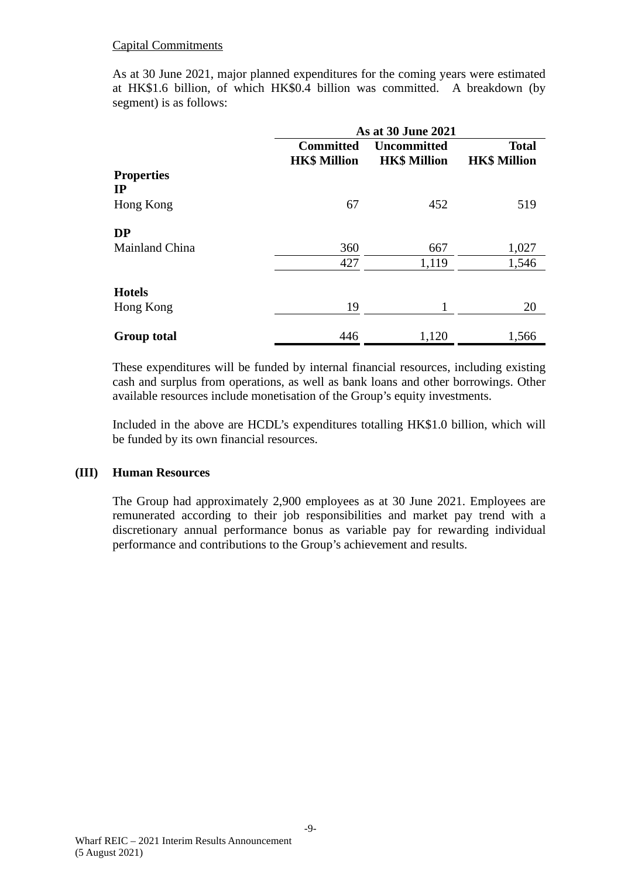Capital Commitments

As at 30 June 2021, major planned expenditures for the coming years were estimated at HK$1.6 billion, of which HK$0.4 billion was committed. A breakdown (by segment) is as follows:

| | As at 30 June 2021 | | |
|---|---|---|---|
| | **Committed HK$ Million** | **Uncommitted HK$ Million** | **Total HK$ Million** |
| **Properties** | | | |
| **IP** | | | |
| Hong Kong | 67 | 452 | 519 |
| **DP** | | | |
| Mainland China | 360 | 667 | 1,027 |
| | 427 | 1,119 | 1,546 |
| **Hotels** | | | |
| Hong Kong | 19 | 1 | 20 |
| **Group total** | 446 | 1,120 | 1,566 |

These expenditures will be funded by internal financial resources, including existing cash and surplus from operations, as well as bank loans and other borrowings. Other available resources include monetisation of the Group's equity investments.

Included in the above are HCDL's expenditures totalling HK$1.0 billion, which will be funded by its own financial resources.

## (III) Human Resources

The Group had approximately 2,900 employees as at 30 June 2021. Employees are remunerated according to their job responsibilities and market pay trend with a discretionary annual performance bonus as variable pay for rewarding individual performance and contributions to the Group's achievement and results.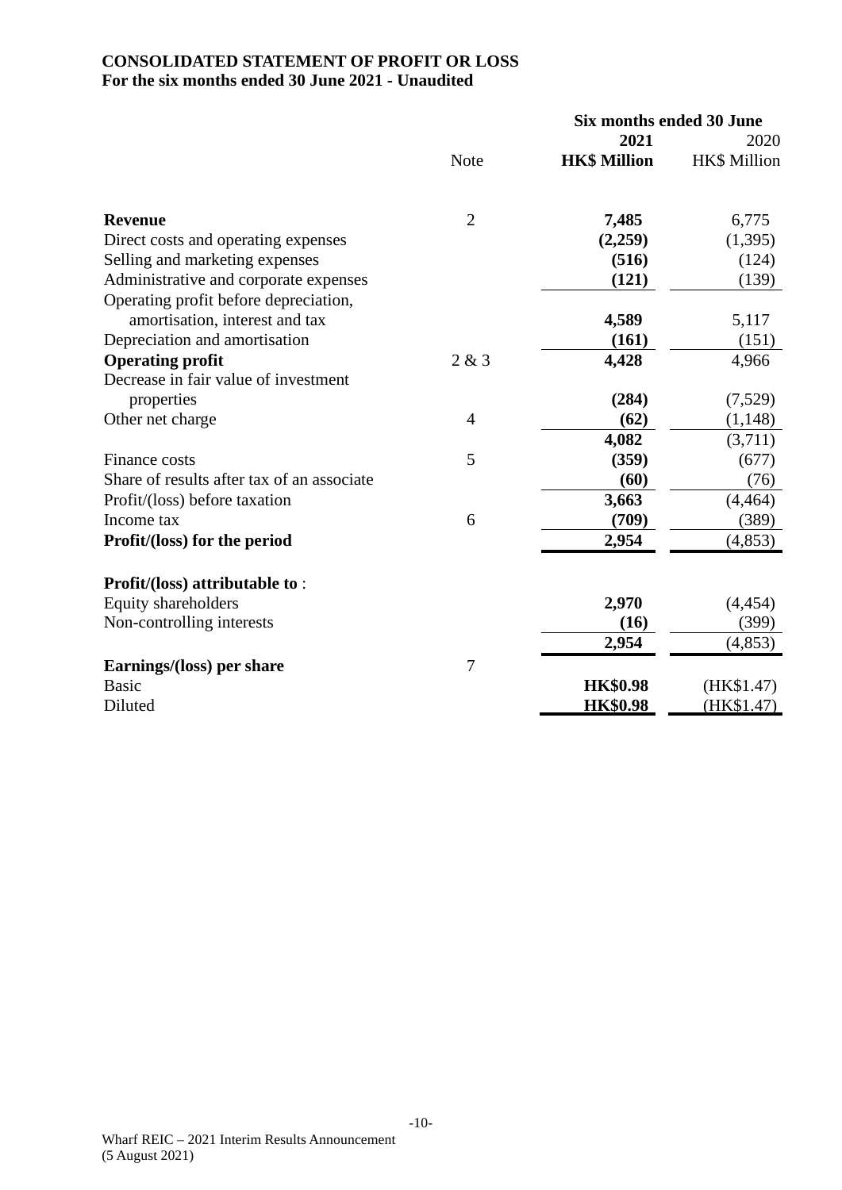**CONSOLIDATED STATEMENT OF PROFIT OR LOSS**
**For the six months ended 30 June 2021 - Unaudited**

| | Note | Six months ended 30 June 2021 HK$ Million | 2020 HK$ Million |
|---|---|---|---|
| **Revenue** | 2 | **7,485** | 6,775 |
| Direct costs and operating expenses | | **(2,259)** | (1,395) |
| Selling and marketing expenses | | **(516)** | (124) |
| Administrative and corporate expenses | | **(121)** | (139) |
| Operating profit before depreciation, amortisation, interest and tax | | **4,589** | 5,117 |
| Depreciation and amortisation | | **(161)** | (151) |
| **Operating profit** | 2 & 3 | **4,428** | 4,966 |
| Decrease in fair value of investment properties | | **(284)** | (7,529) |
| Other net charge | 4 | **(62)** | (1,148) |
| | | **4,082** | (3,711) |
| Finance costs | 5 | **(359)** | (677) |
| Share of results after tax of an associate | | **(60)** | (76) |
| Profit/(loss) before taxation | | **3,663** | (4,464) |
| Income tax | 6 | **(709)** | (389) |
| **Profit/(loss) for the period** | | **2,954** | (4,853) |
| | | | |
| **Profit/(loss) attributable to** : | | | |
| Equity shareholders | | **2,970** | (4,454) |
| Non-controlling interests | | **(16)** | (399) |
| | | **2,954** | (4,853) |
| **Earnings/(loss) per share** | 7 | | |
| Basic | | **HK$0.98** | (HK$1.47) |
| Diluted | | **HK$0.98** | (HK$1.47) |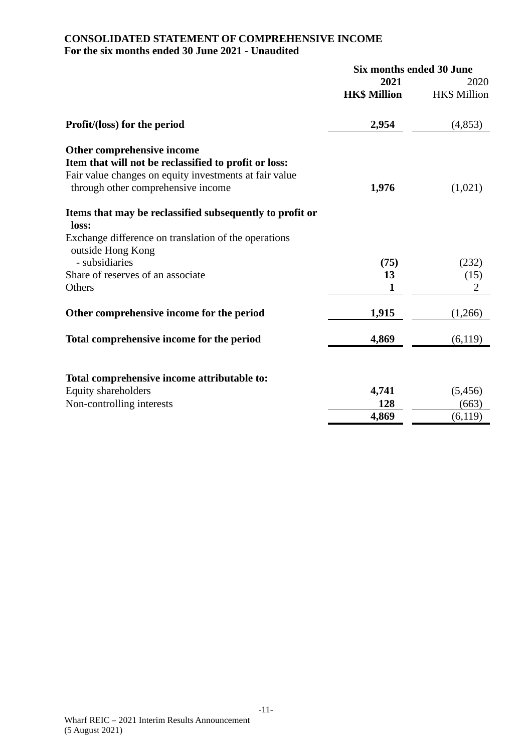**CONSOLIDATED STATEMENT OF COMPREHENSIVE INCOME**
**For the six months ended 30 June 2021 - Unaudited**

| | Six months ended 30 June | |
|---|---|---|
| | **2021** | 2020 |
| | **HK$ Million** | HK$ Million |
| **Profit/(loss) for the period** | **2,954** | (4,853) |
| **Other comprehensive income** | | |
| **Item that will not be reclassified to profit or loss:** | | |
| Fair value changes on equity investments at fair value through other comprehensive income | **1,976** | (1,021) |
| **Items that may be reclassified subsequently to profit or loss:** | | |
| Exchange difference on translation of the operations outside Hong Kong | | |
| - subsidiaries | **(75)** | (232) |
| Share of reserves of an associate | **13** | (15) |
| Others | **1** | 2 |
| **Other comprehensive income for the period** | **1,915** | (1,266) |
| **Total comprehensive income for the period** | **4,869** | (6,119) |
| **Total comprehensive income attributable to:** | | |
| Equity shareholders | **4,741** | (5,456) |
| Non-controlling interests | **128** | (663) |
| | **4,869** | (6,119) |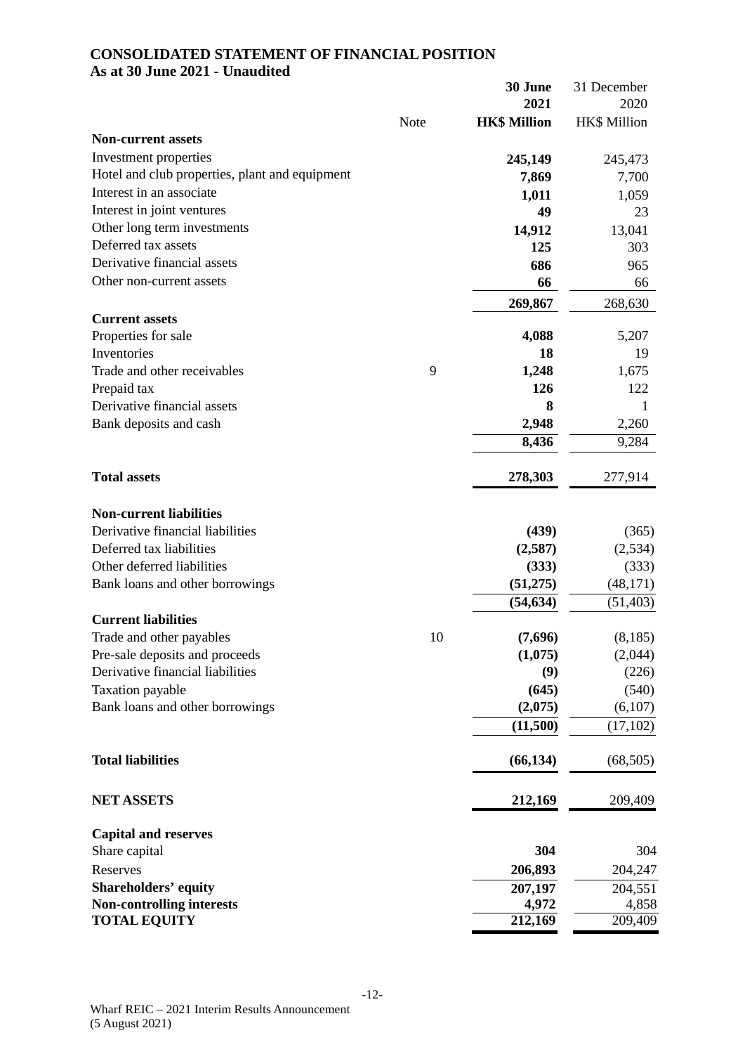# CONSOLIDATED STATEMENT OF FINANCIAL POSITION

## As at 30 June 2021 - Unaudited

| | Note | **30 June 2021** | 31 December 2020 |
|---|---|---|---|
| | | **HK$ Million** | HK$ Million |
| **Non-current assets** | | | |
| Investment properties | | **245,149** | 245,473 |
| Hotel and club properties, plant and equipment | | **7,869** | 7,700 |
| Interest in an associate | | **1,011** | 1,059 |
| Interest in joint ventures | | **49** | 23 |
| Other long term investments | | **14,912** | 13,041 |
| Deferred tax assets | | **125** | 303 |
| Derivative financial assets | | **686** | 965 |
| Other non-current assets | | **66** | 66 |
| | | **269,867** | 268,630 |
| **Current assets** | | | |
| Properties for sale | | **4,088** | 5,207 |
| Inventories | | **18** | 19 |
| Trade and other receivables | 9 | **1,248** | 1,675 |
| Prepaid tax | | **126** | 122 |
| Derivative financial assets | | **8** | 1 |
| Bank deposits and cash | | **2,948** | 2,260 |
| | | **8,436** | 9,284 |
| **Total assets** | | **278,303** | 277,914 |
| **Non-current liabilities** | | | |
| Derivative financial liabilities | | **(439)** | (365) |
| Deferred tax liabilities | | **(2,587)** | (2,534) |
| Other deferred liabilities | | **(333)** | (333) |
| Bank loans and other borrowings | | **(51,275)** | (48,171) |
| | | **(54,634)** | (51,403) |
| **Current liabilities** | | | |
| Trade and other payables | 10 | **(7,696)** | (8,185) |
| Pre-sale deposits and proceeds | | **(1,075)** | (2,044) |
| Derivative financial liabilities | | **(9)** | (226) |
| Taxation payable | | **(645)** | (540) |
| Bank loans and other borrowings | | **(2,075)** | (6,107) |
| | | **(11,500)** | (17,102) |
| **Total liabilities** | | **(66,134)** | (68,505) |
| **NET ASSETS** | | **212,169** | 209,409 |
| **Capital and reserves** | | | |
| Share capital | | **304** | 304 |
| Reserves | | **206,893** | 204,247 |
| **Shareholders' equity** | | **207,197** | 204,551 |
| **Non-controlling interests** | | **4,972** | 4,858 |
| **TOTAL EQUITY** | | **212,169** | 209,409 |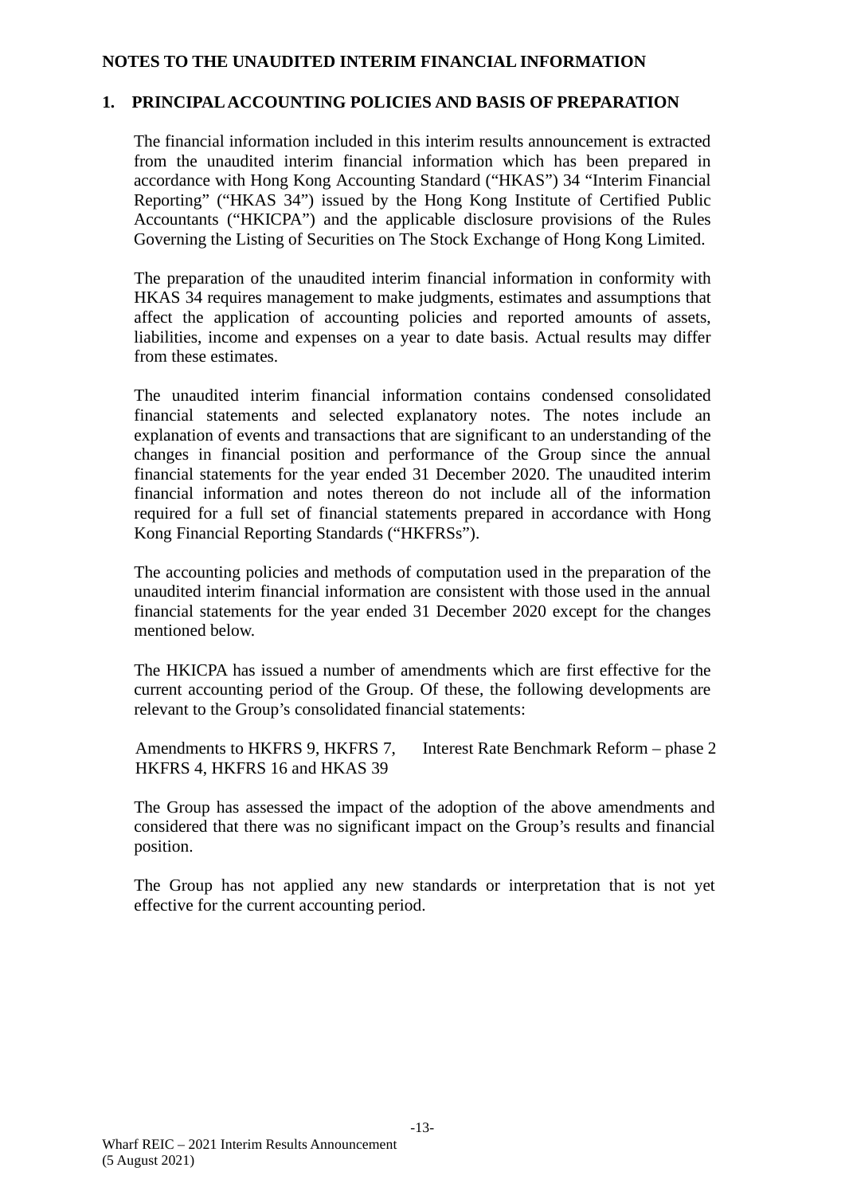## NOTES TO THE UNAUDITED INTERIM FINANCIAL INFORMATION

### 1. PRINCIPAL ACCOUNTING POLICIES AND BASIS OF PREPARATION

The financial information included in this interim results announcement is extracted from the unaudited interim financial information which has been prepared in accordance with Hong Kong Accounting Standard ("HKAS") 34 "Interim Financial Reporting" ("HKAS 34") issued by the Hong Kong Institute of Certified Public Accountants ("HKICPA") and the applicable disclosure provisions of the Rules Governing the Listing of Securities on The Stock Exchange of Hong Kong Limited.

The preparation of the unaudited interim financial information in conformity with HKAS 34 requires management to make judgments, estimates and assumptions that affect the application of accounting policies and reported amounts of assets, liabilities, income and expenses on a year to date basis. Actual results may differ from these estimates.

The unaudited interim financial information contains condensed consolidated financial statements and selected explanatory notes. The notes include an explanation of events and transactions that are significant to an understanding of the changes in financial position and performance of the Group since the annual financial statements for the year ended 31 December 2020. The unaudited interim financial information and notes thereon do not include all of the information required for a full set of financial statements prepared in accordance with Hong Kong Financial Reporting Standards ("HKFRSs").

The accounting policies and methods of computation used in the preparation of the unaudited interim financial information are consistent with those used in the annual financial statements for the year ended 31 December 2020 except for the changes mentioned below.

The HKICPA has issued a number of amendments which are first effective for the current accounting period of the Group. Of these, the following developments are relevant to the Group's consolidated financial statements:

| | |
|---|---|
| Amendments to HKFRS 9, HKFRS 7, HKFRS 4, HKFRS 16 and HKAS 39 | Interest Rate Benchmark Reform – phase 2 |

The Group has assessed the impact of the adoption of the above amendments and considered that there was no significant impact on the Group's results and financial position.

The Group has not applied any new standards or interpretation that is not yet effective for the current accounting period.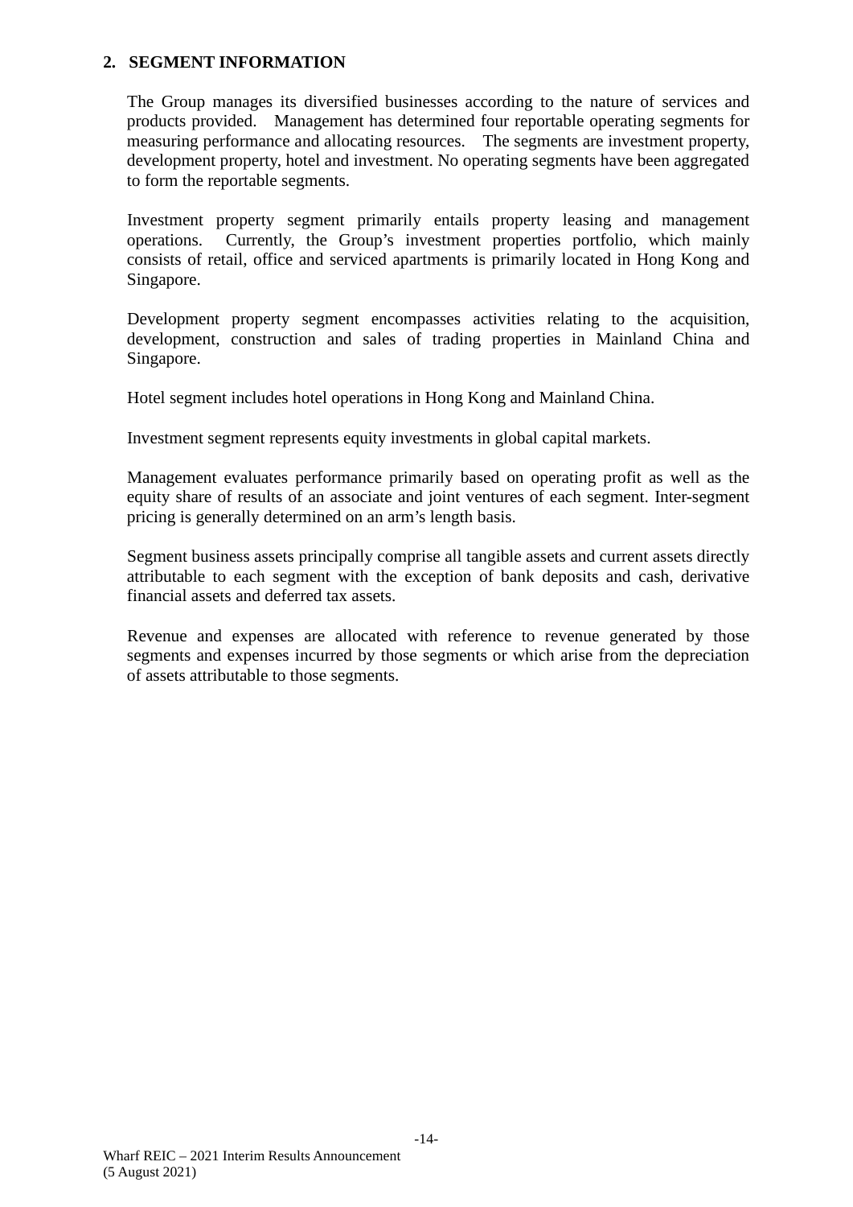## 2. SEGMENT INFORMATION

The Group manages its diversified businesses according to the nature of services and products provided. Management has determined four reportable operating segments for measuring performance and allocating resources. The segments are investment property, development property, hotel and investment. No operating segments have been aggregated to form the reportable segments.

Investment property segment primarily entails property leasing and management operations. Currently, the Group's investment properties portfolio, which mainly consists of retail, office and serviced apartments is primarily located in Hong Kong and Singapore.

Development property segment encompasses activities relating to the acquisition, development, construction and sales of trading properties in Mainland China and Singapore.

Hotel segment includes hotel operations in Hong Kong and Mainland China.

Investment segment represents equity investments in global capital markets.

Management evaluates performance primarily based on operating profit as well as the equity share of results of an associate and joint ventures of each segment. Inter-segment pricing is generally determined on an arm's length basis.

Segment business assets principally comprise all tangible assets and current assets directly attributable to each segment with the exception of bank deposits and cash, derivative financial assets and deferred tax assets.

Revenue and expenses are allocated with reference to revenue generated by those segments and expenses incurred by those segments or which arise from the depreciation of assets attributable to those segments.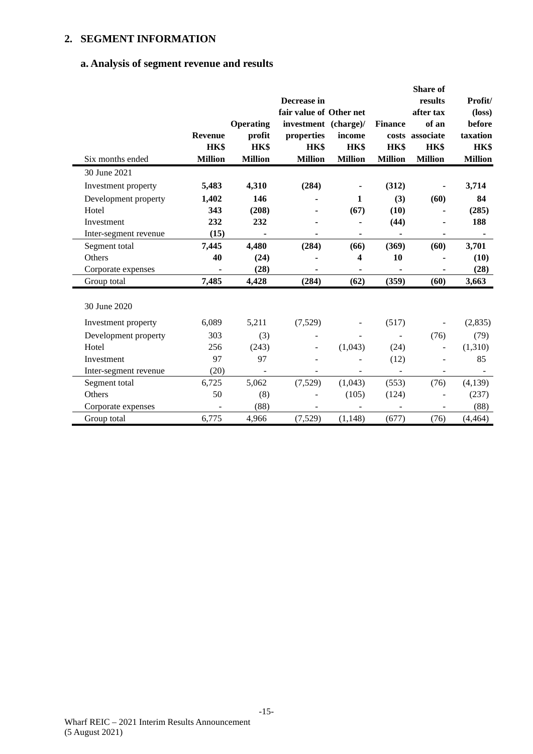## 2. SEGMENT INFORMATION

### a. Analysis of segment revenue and results

| Six months ended | Revenue HK$ Million | Operating profit HK$ Million | Decrease in fair value of investment properties HK$ Million | Other net (charge)/ income HK$ Million | Finance costs HK$ Million | Share of results after tax of an associate HK$ Million | Profit/ (loss) before taxation HK$ Million |
|---|---|---|---|---|---|---|---|
| 30 June 2021 | | | | | | | |
| Investment property | **5,483** | **4,310** | **(284)** | **-** | **(312)** | **-** | **3,714** |
| Development property | **1,402** | **146** | **-** | **1** | **(3)** | **(60)** | **84** |
| Hotel | **343** | **(208)** | **-** | **(67)** | **(10)** | **-** | **(285)** |
| Investment | **232** | **232** | **-** | **-** | **(44)** | **-** | **188** |
| Inter-segment revenue | **(15)** | **-** | **-** | **-** | **-** | **-** | **-** |
| Segment total | **7,445** | **4,480** | **(284)** | **(66)** | **(369)** | **(60)** | **3,701** |
| Others | **40** | **(24)** | **-** | **4** | **10** | **-** | **(10)** |
| Corporate expenses | **-** | **(28)** | **-** | **-** | **-** | **-** | **(28)** |
| Group total | **7,485** | **4,428** | **(284)** | **(62)** | **(359)** | **(60)** | **3,663** |
| | | | | | | | |
| 30 June 2020 | | | | | | | |
| Investment property | 6,089 | 5,211 | (7,529) | - | (517) | - | (2,835) |
| Development property | 303 | (3) | - | - | - | (76) | (79) |
| Hotel | 256 | (243) | - | (1,043) | (24) | - | (1,310) |
| Investment | 97 | 97 | - | - | (12) | - | 85 |
| Inter-segment revenue | (20) | - | - | - | - | - | - |
| Segment total | 6,725 | 5,062 | (7,529) | (1,043) | (553) | (76) | (4,139) |
| Others | 50 | (8) | - | (105) | (124) | - | (237) |
| Corporate expenses | - | (88) | - | - | - | - | (88) |
| Group total | 6,775 | 4,966 | (7,529) | (1,148) | (677) | (76) | (4,464) |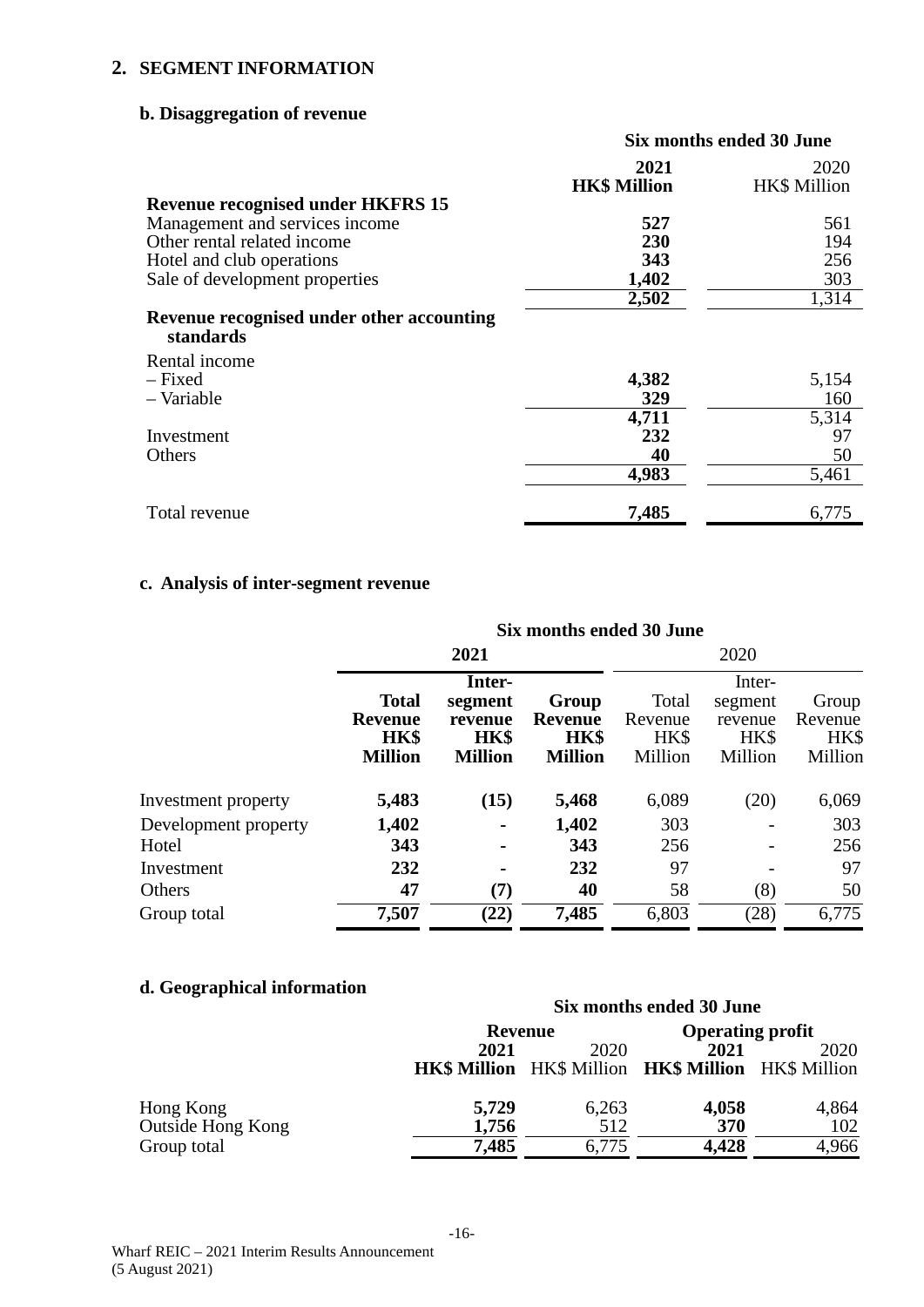## 2. SEGMENT INFORMATION

### b. Disaggregation of revenue

| | Six months ended 30 June | |
|---|---|---|
| | **2021** | 2020 |
| | **HK$ Million** | HK$ Million |
| **Revenue recognised under HKFRS 15** | | |
| Management and services income | **527** | 561 |
| Other rental related income | **230** | 194 |
| Hotel and club operations | **343** | 256 |
| Sale of development properties | **1,402** | 303 |
| | **2,502** | 1,314 |
| **Revenue recognised under other accounting standards** | | |
| Rental income | | |
| – Fixed | **4,382** | 5,154 |
| – Variable | **329** | 160 |
| | **4,711** | 5,314 |
| Investment | **232** | 97 |
| Others | **40** | 50 |
| | **4,983** | 5,461 |
| Total revenue | **7,485** | 6,775 |

### c. Analysis of inter-segment revenue

| | Six months ended 30 June | | | | | |
|---|---|---|---|---|---|---|
| | **2021** | | | 2020 | | |
| | **Total Revenue HK$ Million** | **Inter-segment revenue HK$ Million** | **Group Revenue HK$ Million** | Total Revenue HK$ Million | Inter-segment revenue HK$ Million | Group Revenue HK$ Million |
| Investment property | **5,483** | **(15)** | **5,468** | 6,089 | (20) | 6,069 |
| Development property | **1,402** | **-** | **1,402** | 303 | - | 303 |
| Hotel | **343** | **-** | **343** | 256 | - | 256 |
| Investment | **232** | **-** | **232** | 97 | - | 97 |
| Others | **47** | **(7)** | **40** | 58 | (8) | 50 |
| Group total | **7,507** | **(22)** | **7,485** | 6,803 | (28) | 6,775 |

### d. Geographical information

| | Six months ended 30 June | | | |
|---|---|---|---|---|
| | Revenue | | Operating profit | |
| | **2021** | 2020 | **2021** | 2020 |
| | **HK$ Million** | HK$ Million | **HK$ Million** | HK$ Million |
| Hong Kong | **5,729** | 6,263 | **4,058** | 4,864 |
| Outside Hong Kong | **1,756** | 512 | **370** | 102 |
| Group total | **7,485** | 6,775 | **4,428** | 4,966 |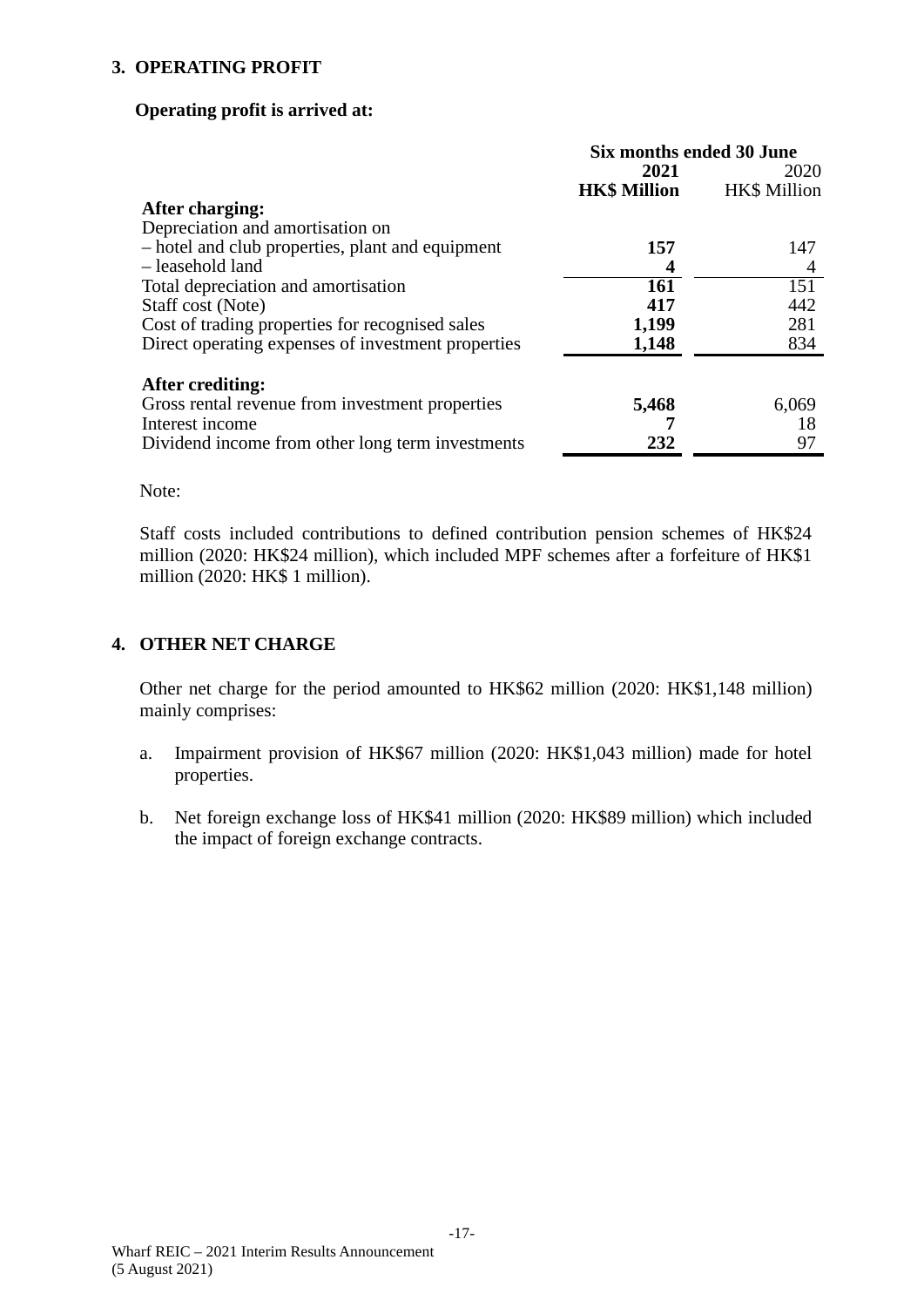## 3. OPERATING PROFIT

**Operating profit is arrived at:**

| | Six months ended 30 June | |
|---|---|---|
| | **2021** | 2020 |
| | **HK$ Million** | HK$ Million |
| **After charging:** | | |
| Depreciation and amortisation on | | |
| – hotel and club properties, plant and equipment | **157** | 147 |
| – leasehold land | **4** | 4 |
| Total depreciation and amortisation | **161** | 151 |
| Staff cost (Note) | **417** | 442 |
| Cost of trading properties for recognised sales | **1,199** | 281 |
| Direct operating expenses of investment properties | **1,148** | 834 |
| **After crediting:** | | |
| Gross rental revenue from investment properties | **5,468** | 6,069 |
| Interest income | **7** | 18 |
| Dividend income from other long term investments | **232** | 97 |

Note:

Staff costs included contributions to defined contribution pension schemes of HK$24 million (2020: HK$24 million), which included MPF schemes after a forfeiture of HK$1 million (2020: HK$ 1 million).

## 4. OTHER NET CHARGE

Other net charge for the period amounted to HK$62 million (2020: HK$1,148 million) mainly comprises:

a. Impairment provision of HK$67 million (2020: HK$1,043 million) made for hotel properties.

b. Net foreign exchange loss of HK$41 million (2020: HK$89 million) which included the impact of foreign exchange contracts.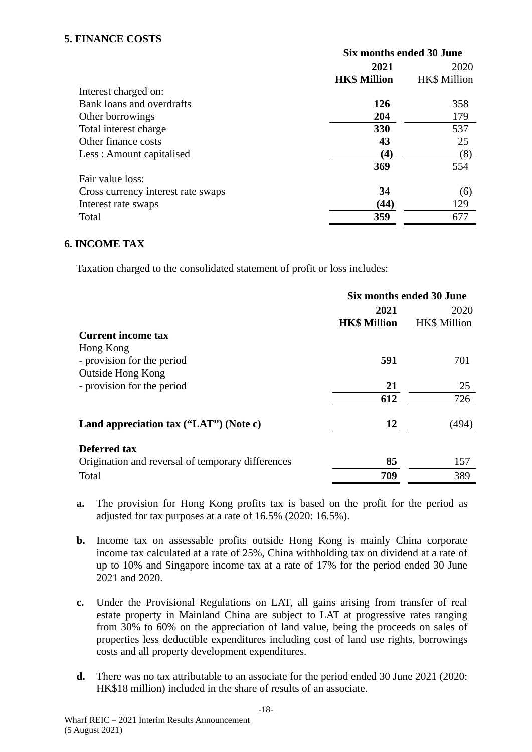## 5. FINANCE COSTS

| | Six months ended 30 June | |
|---|---|---|
| | **2021** | 2020 |
| | **HK$ Million** | HK$ Million |
| Interest charged on: | | |
| Bank loans and overdrafts | **126** | 358 |
| Other borrowings | **204** | 179 |
| Total interest charge | **330** | 537 |
| Other finance costs | **43** | 25 |
| Less : Amount capitalised | **(4)** | (8) |
| | **369** | 554 |
| Fair value loss: | | |
| Cross currency interest rate swaps | **34** | (6) |
| Interest rate swaps | **(44)** | 129 |
| Total | **359** | 677 |

## 6. INCOME TAX

Taxation charged to the consolidated statement of profit or loss includes:

| | Six months ended 30 June | |
|---|---|---|
| | **2021** | 2020 |
| | **HK$ Million** | HK$ Million |
| **Current income tax** | | |
| Hong Kong | | |
| - provision for the period | **591** | 701 |
| Outside Hong Kong | | |
| - provision for the period | **21** | 25 |
| | **612** | 726 |
| **Land appreciation tax ("LAT") (Note c)** | **12** | (494) |
| **Deferred tax** | | |
| Origination and reversal of temporary differences | **85** | 157 |
| Total | **709** | 389 |

**a.** The provision for Hong Kong profits tax is based on the profit for the period as adjusted for tax purposes at a rate of 16.5% (2020: 16.5%).

**b.** Income tax on assessable profits outside Hong Kong is mainly China corporate income tax calculated at a rate of 25%, China withholding tax on dividend at a rate of up to 10% and Singapore income tax at a rate of 17% for the period ended 30 June 2021 and 2020.

**c.** Under the Provisional Regulations on LAT, all gains arising from transfer of real estate property in Mainland China are subject to LAT at progressive rates ranging from 30% to 60% on the appreciation of land value, being the proceeds on sales of properties less deductible expenditures including cost of land use rights, borrowings costs and all property development expenditures.

**d.** There was no tax attributable to an associate for the period ended 30 June 2021 (2020: HK$18 million) included in the share of results of an associate.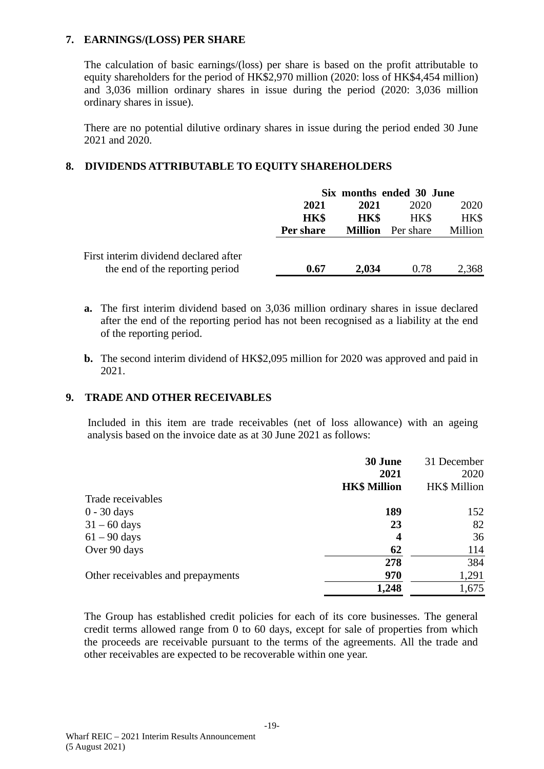## 7. EARNINGS/(LOSS) PER SHARE

The calculation of basic earnings/(loss) per share is based on the profit attributable to equity shareholders for the period of HK$2,970 million (2020: loss of HK$4,454 million) and 3,036 million ordinary shares in issue during the period (2020: 3,036 million ordinary shares in issue).

There are no potential dilutive ordinary shares in issue during the period ended 30 June 2021 and 2020.

## 8. DIVIDENDS ATTRIBUTABLE TO EQUITY SHAREHOLDERS

| | Six months ended 30 June | | | |
|---|---|---|---|---|
| | **2021** | **2021** | 2020 | 2020 |
| | **HK$** | **HK$** | HK$ | HK$ |
| | **Per share** | **Million** | Per share | Million |
| First interim dividend declared after the end of the reporting period | **0.67** | **2,034** | 0.78 | 2,368 |

**a.** The first interim dividend based on 3,036 million ordinary shares in issue declared after the end of the reporting period has not been recognised as a liability at the end of the reporting period.

**b.** The second interim dividend of HK$2,095 million for 2020 was approved and paid in 2021.

## 9. TRADE AND OTHER RECEIVABLES

Included in this item are trade receivables (net of loss allowance) with an ageing analysis based on the invoice date as at 30 June 2021 as follows:

| | **30 June 2021** | 31 December 2020 |
|---|---|---|
| | **HK$ Million** | HK$ Million |
| Trade receivables | | |
| 0 - 30 days | **189** | 152 |
| 31 – 60 days | **23** | 82 |
| 61 – 90 days | **4** | 36 |
| Over 90 days | **62** | 114 |
| | **278** | 384 |
| Other receivables and prepayments | **970** | 1,291 |
| | **1,248** | 1,675 |

The Group has established credit policies for each of its core businesses. The general credit terms allowed range from 0 to 60 days, except for sale of properties from which the proceeds are receivable pursuant to the terms of the agreements. All the trade and other receivables are expected to be recoverable within one year.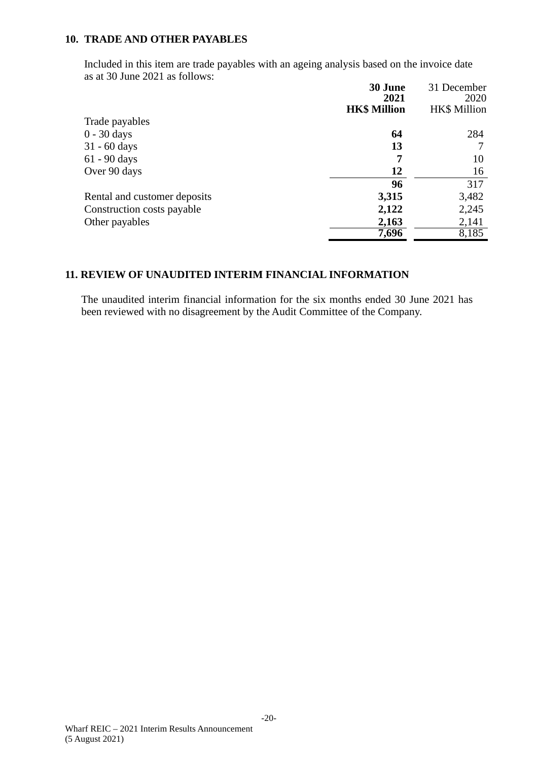## 10. TRADE AND OTHER PAYABLES

Included in this item are trade payables with an ageing analysis based on the invoice date as at 30 June 2021 as follows:

| | **30 June 2021 HK$ Million** | 31 December 2020 HK$ Million |
|---|---|---|
| Trade payables | | |
| 0 - 30 days | **64** | 284 |
| 31 - 60 days | **13** | 7 |
| 61 - 90 days | **7** | 10 |
| Over 90 days | **12** | 16 |
| | **96** | 317 |
| Rental and customer deposits | **3,315** | 3,482 |
| Construction costs payable | **2,122** | 2,245 |
| Other payables | **2,163** | 2,141 |
| | **7,696** | 8,185 |

## 11. REVIEW OF UNAUDITED INTERIM FINANCIAL INFORMATION

The unaudited interim financial information for the six months ended 30 June 2021 has been reviewed with no disagreement by the Audit Committee of the Company.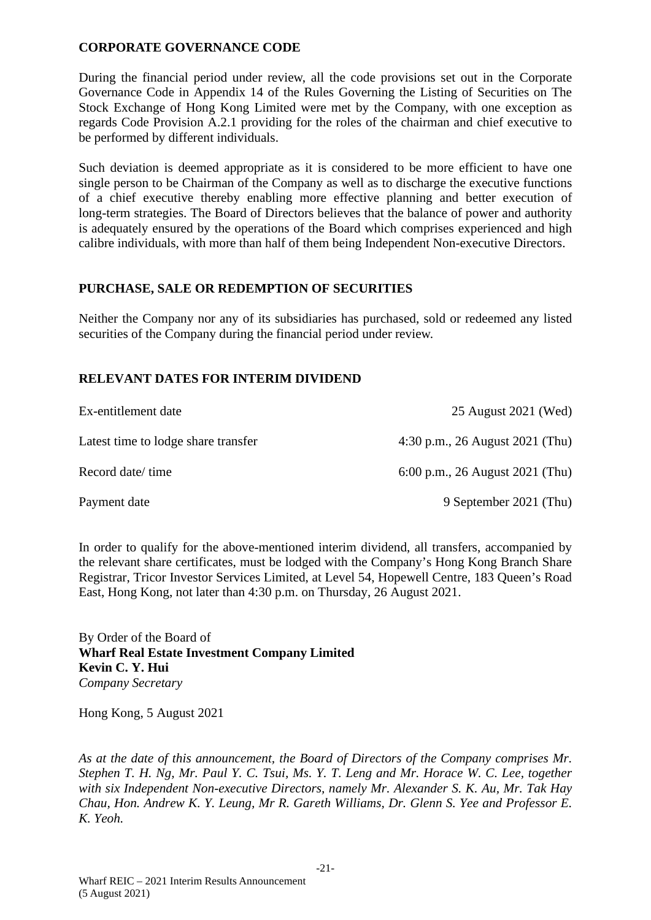## CORPORATE GOVERNANCE CODE

During the financial period under review, all the code provisions set out in the Corporate Governance Code in Appendix 14 of the Rules Governing the Listing of Securities on The Stock Exchange of Hong Kong Limited were met by the Company, with one exception as regards Code Provision A.2.1 providing for the roles of the chairman and chief executive to be performed by different individuals.

Such deviation is deemed appropriate as it is considered to be more efficient to have one single person to be Chairman of the Company as well as to discharge the executive functions of a chief executive thereby enabling more effective planning and better execution of long-term strategies. The Board of Directors believes that the balance of power and authority is adequately ensured by the operations of the Board which comprises experienced and high calibre individuals, with more than half of them being Independent Non-executive Directors.

## PURCHASE, SALE OR REDEMPTION OF SECURITIES

Neither the Company nor any of its subsidiaries has purchased, sold or redeemed any listed securities of the Company during the financial period under review.

## RELEVANT DATES FOR INTERIM DIVIDEND

| | |
|---|---|
| Ex-entitlement date | 25 August 2021 (Wed) |
| Latest time to lodge share transfer | 4:30 p.m., 26 August 2021 (Thu) |
| Record date/ time | 6:00 p.m., 26 August 2021 (Thu) |
| Payment date | 9 September 2021 (Thu) |

In order to qualify for the above-mentioned interim dividend, all transfers, accompanied by the relevant share certificates, must be lodged with the Company's Hong Kong Branch Share Registrar, Tricor Investor Services Limited, at Level 54, Hopewell Centre, 183 Queen's Road East, Hong Kong, not later than 4:30 p.m. on Thursday, 26 August 2021.

By Order of the Board of
**Wharf Real Estate Investment Company Limited**
**Kevin C. Y. Hui**
*Company Secretary*

Hong Kong, 5 August 2021

*As at the date of this announcement, the Board of Directors of the Company comprises Mr. Stephen T. H. Ng, Mr. Paul Y. C. Tsui, Ms. Y. T. Leng and Mr. Horace W. C. Lee, together with six Independent Non-executive Directors, namely Mr. Alexander S. K. Au, Mr. Tak Hay Chau, Hon. Andrew K. Y. Leung, Mr R. Gareth Williams, Dr. Glenn S. Yee and Professor E. K. Yeoh.*